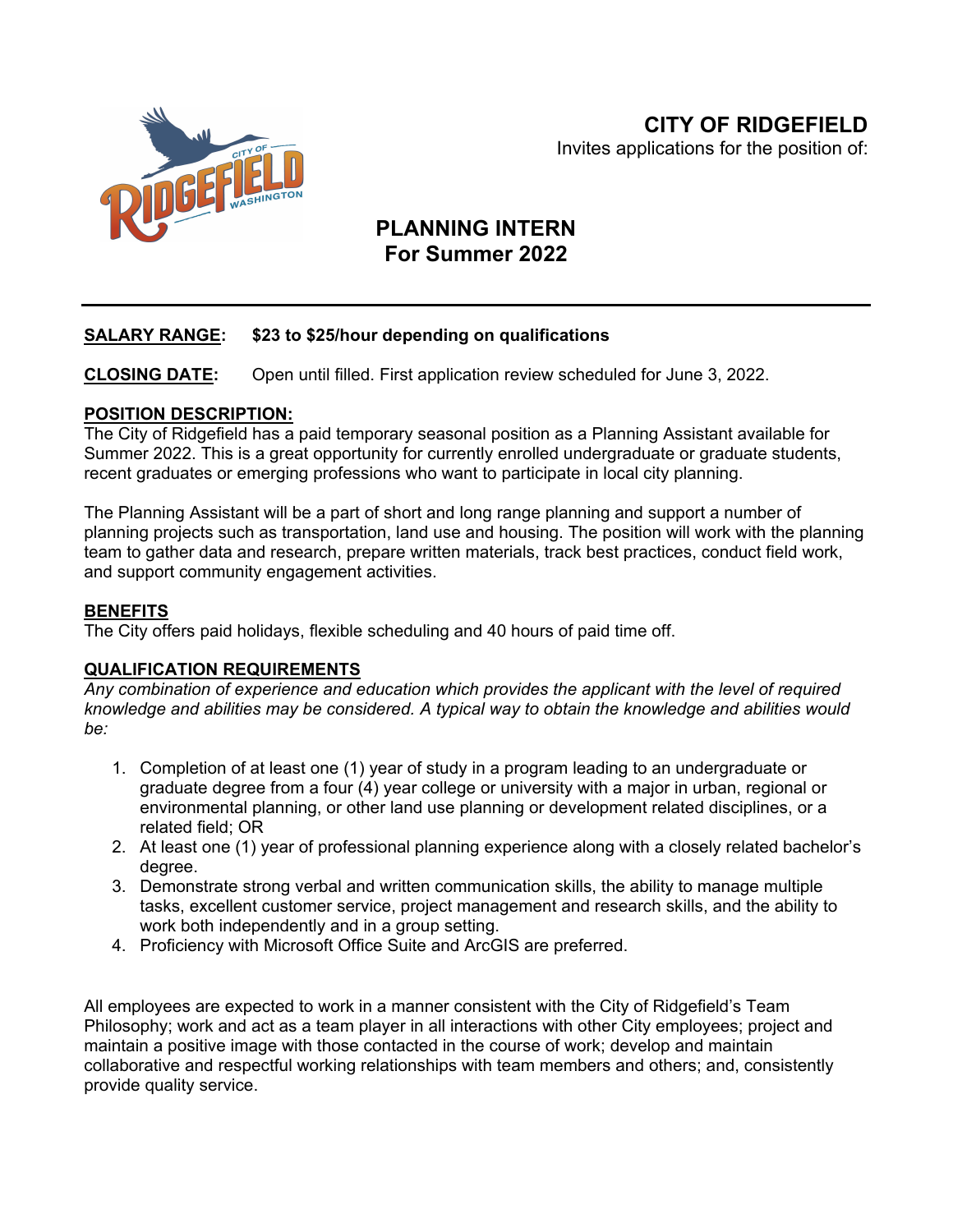# CITY OF RIDGEFIELD

Invites applications for the position of:

## PLANNING INTERN
## For Summer 2022

---

**SALARY RANGE: $23 to $25/hour depending on qualifications**

**CLOSING DATE:** Open until filled. First application review scheduled for June 3, 2022.

**POSITION DESCRIPTION:**

The City of Ridgefield has a paid temporary seasonal position as a Planning Assistant available for Summer 2022. This is a great opportunity for currently enrolled undergraduate or graduate students, recent graduates or emerging professions who want to participate in local city planning.

The Planning Assistant will be a part of short and long range planning and support a number of planning projects such as transportation, land use and housing. The position will work with the planning team to gather data and research, prepare written materials, track best practices, conduct field work, and support community engagement activities.

**BENEFITS**

The City offers paid holidays, flexible scheduling and 40 hours of paid time off.

**QUALIFICATION REQUIREMENTS**

*Any combination of experience and education which provides the applicant with the level of required knowledge and abilities may be considered. A typical way to obtain the knowledge and abilities would be:*

1. Completion of at least one (1) year of study in a program leading to an undergraduate or graduate degree from a four (4) year college or university with a major in urban, regional or environmental planning, or other land use planning or development related disciplines, or a related field; OR
2. At least one (1) year of professional planning experience along with a closely related bachelor's degree.
3. Demonstrate strong verbal and written communication skills, the ability to manage multiple tasks, excellent customer service, project management and research skills, and the ability to work both independently and in a group setting.
4. Proficiency with Microsoft Office Suite and ArcGIS are preferred.

All employees are expected to work in a manner consistent with the City of Ridgefield's Team Philosophy; work and act as a team player in all interactions with other City employees; project and maintain a positive image with those contacted in the course of work; develop and maintain collaborative and respectful working relationships with team members and others; and, consistently provide quality service.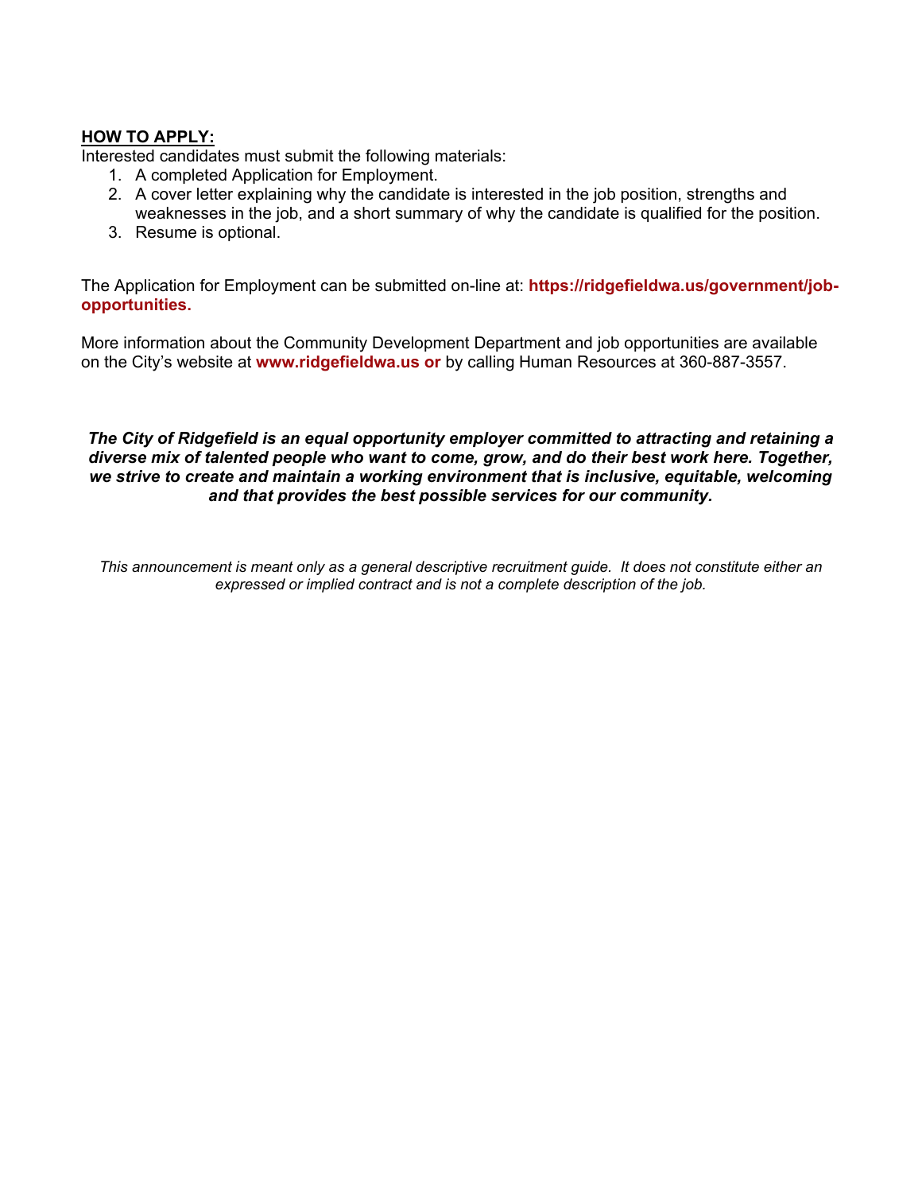**HOW TO APPLY:**

Interested candidates must submit the following materials:

1. A completed Application for Employment.
2. A cover letter explaining why the candidate is interested in the job position, strengths and weaknesses in the job, and a short summary of why the candidate is qualified for the position.
3. Resume is optional.

The Application for Employment can be submitted on-line at: **https://ridgefieldwa.us/government/job-opportunities.**

More information about the Community Development Department and job opportunities are available on the City's website at **www.ridgefieldwa.us or** by calling Human Resources at 360-887-3557.

***The City of Ridgefield is an equal opportunity employer committed to attracting and retaining a diverse mix of talented people who want to come, grow, and do their best work here. Together, we strive to create and maintain a working environment that is inclusive, equitable, welcoming and that provides the best possible services for our community.***

*This announcement is meant only as a general descriptive recruitment guide. It does not constitute either an expressed or implied contract and is not a complete description of the job.*